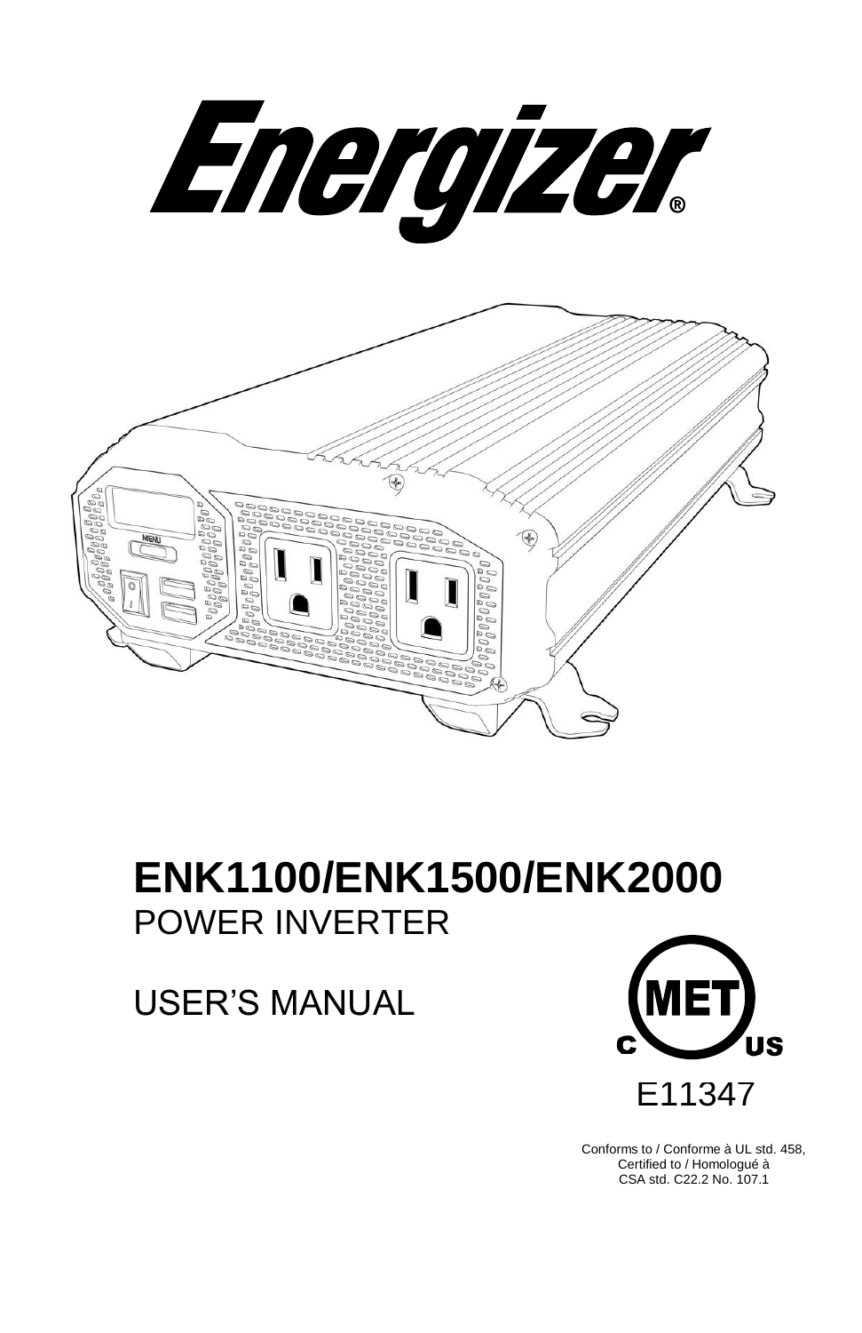# Energizer®

# ENK1100/ENK1500/ENK2000

POWER INVERTER

USER'S MANUAL

MET

C US

E11347

Conforms to / Conforme à UL std. 458,
Certified to / Homologué à
CSA std. C22.2 No. 107.1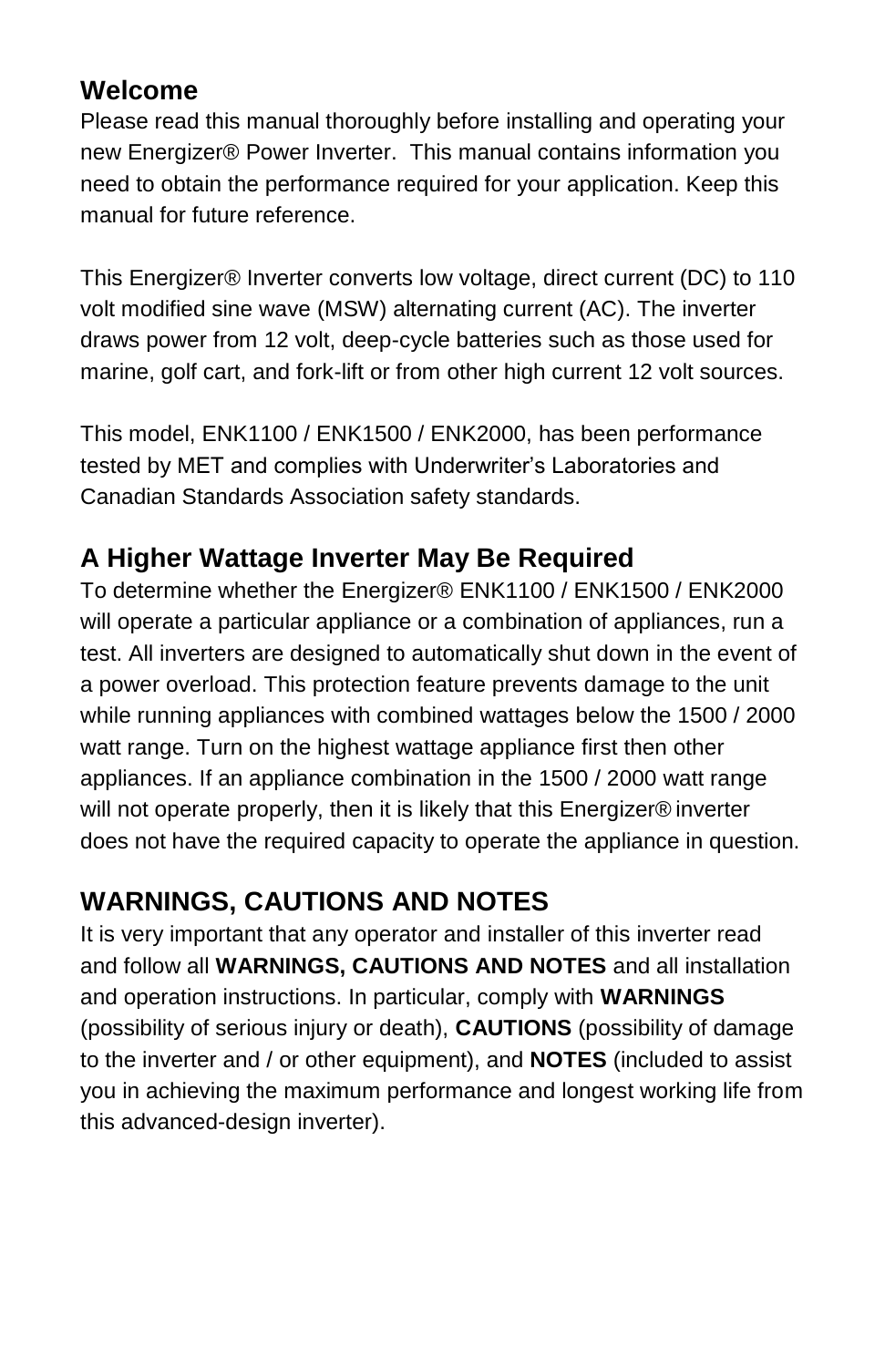## Welcome

Please read this manual thoroughly before installing and operating your new Energizer® Power Inverter. This manual contains information you need to obtain the performance required for your application. Keep this manual for future reference.

This Energizer® Inverter converts low voltage, direct current (DC) to 110 volt modified sine wave (MSW) alternating current (AC). The inverter draws power from 12 volt, deep-cycle batteries such as those used for marine, golf cart, and fork-lift or from other high current 12 volt sources.

This model, ENK1100 / ENK1500 / ENK2000, has been performance tested by MET and complies with Underwriter's Laboratories and Canadian Standards Association safety standards.

## A Higher Wattage Inverter May Be Required

To determine whether the Energizer® ENK1100 / ENK1500 / ENK2000 will operate a particular appliance or a combination of appliances, run a test. All inverters are designed to automatically shut down in the event of a power overload. This protection feature prevents damage to the unit while running appliances with combined wattages below the 1500 / 2000 watt range. Turn on the highest wattage appliance first then other appliances. If an appliance combination in the 1500 / 2000 watt range will not operate properly, then it is likely that this Energizer® inverter does not have the required capacity to operate the appliance in question.

## WARNINGS, CAUTIONS AND NOTES

It is very important that any operator and installer of this inverter read and follow all **WARNINGS, CAUTIONS AND NOTES** and all installation and operation instructions. In particular, comply with **WARNINGS** (possibility of serious injury or death), **CAUTIONS** (possibility of damage to the inverter and / or other equipment), and **NOTES** (included to assist you in achieving the maximum performance and longest working life from this advanced-design inverter).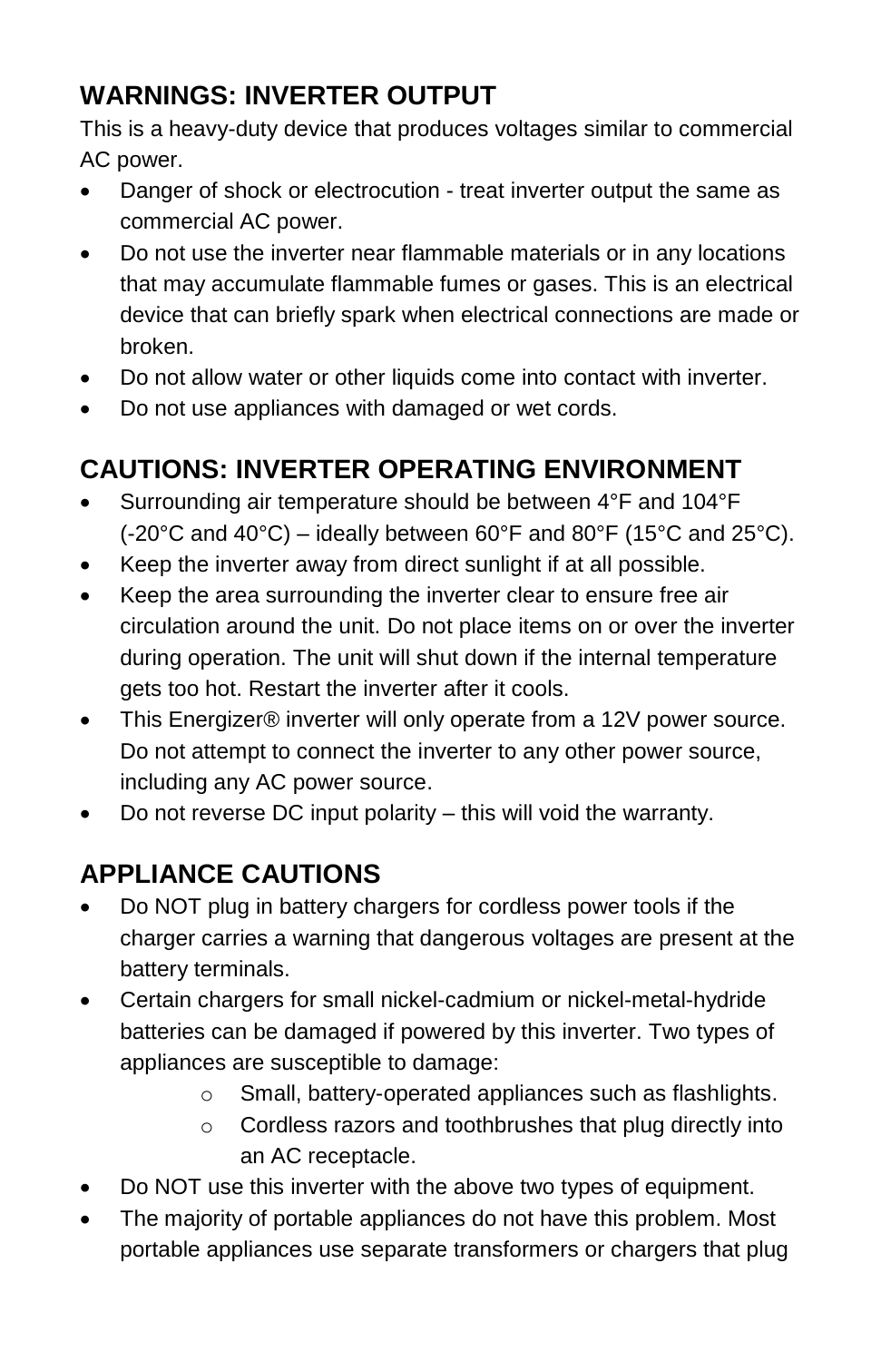## WARNINGS: INVERTER OUTPUT

This is a heavy-duty device that produces voltages similar to commercial AC power.

- Danger of shock or electrocution - treat inverter output the same as commercial AC power.
- Do not use the inverter near flammable materials or in any locations that may accumulate flammable fumes or gases. This is an electrical device that can briefly spark when electrical connections are made or broken.
- Do not allow water or other liquids come into contact with inverter.
- Do not use appliances with damaged or wet cords.

## CAUTIONS: INVERTER OPERATING ENVIRONMENT

- Surrounding air temperature should be between 4°F and 104°F (-20°C and 40°C) – ideally between 60°F and 80°F (15°C and 25°C).
- Keep the inverter away from direct sunlight if at all possible.
- Keep the area surrounding the inverter clear to ensure free air circulation around the unit. Do not place items on or over the inverter during operation. The unit will shut down if the internal temperature gets too hot. Restart the inverter after it cools.
- This Energizer® inverter will only operate from a 12V power source. Do not attempt to connect the inverter to any other power source, including any AC power source.
- Do not reverse DC input polarity – this will void the warranty.

## APPLIANCE CAUTIONS

- Do NOT plug in battery chargers for cordless power tools if the charger carries a warning that dangerous voltages are present at the battery terminals.
- Certain chargers for small nickel-cadmium or nickel-metal-hydride batteries can be damaged if powered by this inverter. Two types of appliances are susceptible to damage:
  - Small, battery-operated appliances such as flashlights.
  - Cordless razors and toothbrushes that plug directly into an AC receptacle.
- Do NOT use this inverter with the above two types of equipment.
- The majority of portable appliances do not have this problem. Most portable appliances use separate transformers or chargers that plug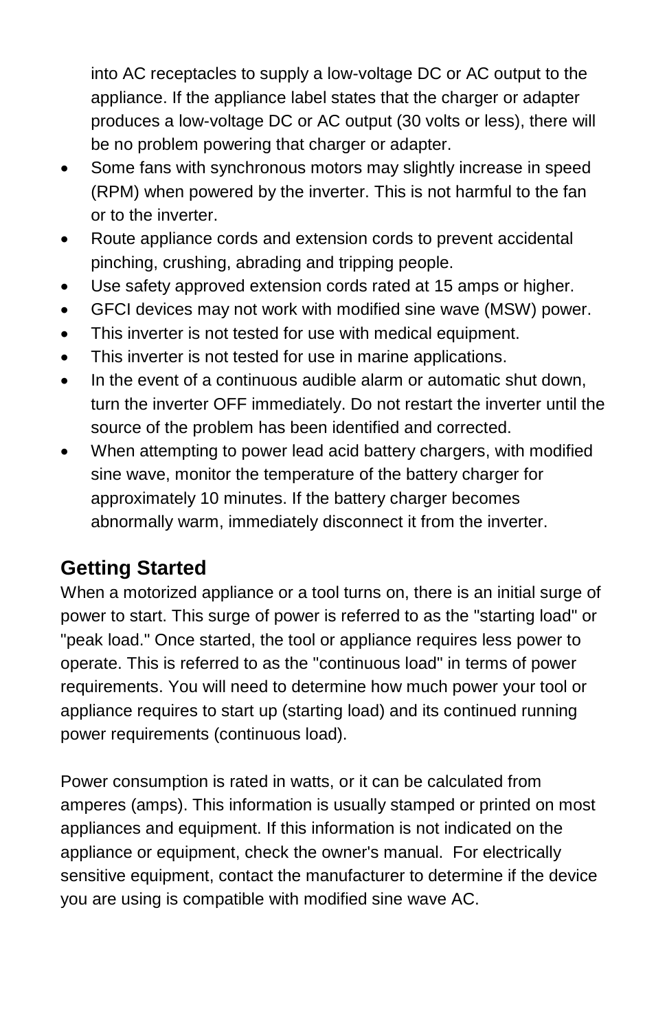into AC receptacles to supply a low-voltage DC or AC output to the appliance. If the appliance label states that the charger or adapter produces a low-voltage DC or AC output (30 volts or less), there will be no problem powering that charger or adapter.

- Some fans with synchronous motors may slightly increase in speed (RPM) when powered by the inverter. This is not harmful to the fan or to the inverter.
- Route appliance cords and extension cords to prevent accidental pinching, crushing, abrading and tripping people.
- Use safety approved extension cords rated at 15 amps or higher.
- GFCI devices may not work with modified sine wave (MSW) power.
- This inverter is not tested for use with medical equipment.
- This inverter is not tested for use in marine applications.
- In the event of a continuous audible alarm or automatic shut down, turn the inverter OFF immediately. Do not restart the inverter until the source of the problem has been identified and corrected.
- When attempting to power lead acid battery chargers, with modified sine wave, monitor the temperature of the battery charger for approximately 10 minutes. If the battery charger becomes abnormally warm, immediately disconnect it from the inverter.

## Getting Started

When a motorized appliance or a tool turns on, there is an initial surge of power to start. This surge of power is referred to as the "starting load" or "peak load." Once started, the tool or appliance requires less power to operate. This is referred to as the "continuous load" in terms of power requirements. You will need to determine how much power your tool or appliance requires to start up (starting load) and its continued running power requirements (continuous load).

Power consumption is rated in watts, or it can be calculated from amperes (amps). This information is usually stamped or printed on most appliances and equipment. If this information is not indicated on the appliance or equipment, check the owner's manual. For electrically sensitive equipment, contact the manufacturer to determine if the device you are using is compatible with modified sine wave AC.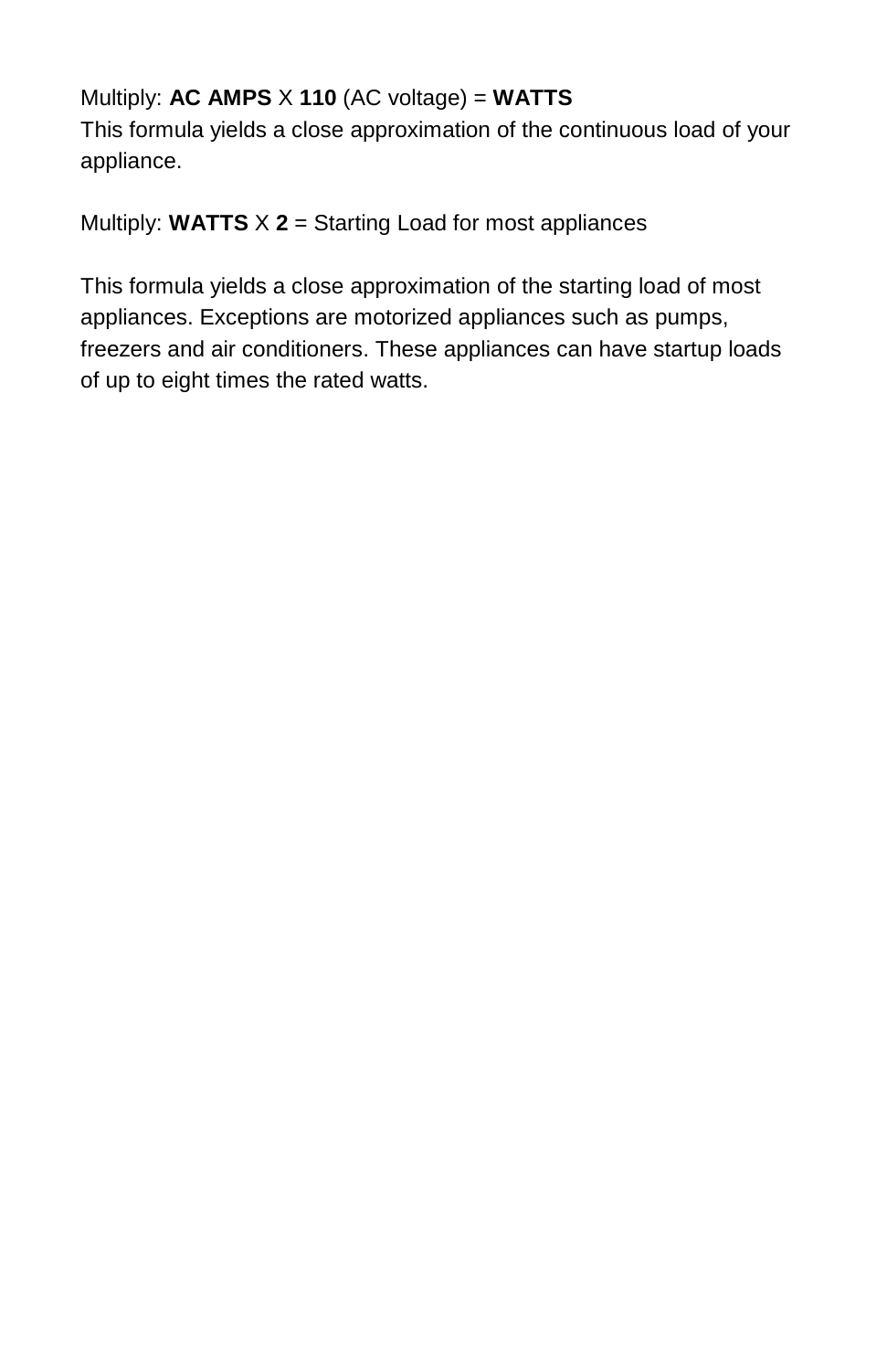Multiply: **AC AMPS** X **110** (AC voltage) = **WATTS**
This formula yields a close approximation of the continuous load of your appliance.

Multiply: **WATTS** X **2** = Starting Load for most appliances

This formula yields a close approximation of the starting load of most appliances. Exceptions are motorized appliances such as pumps, freezers and air conditioners. These appliances can have startup loads of up to eight times the rated watts.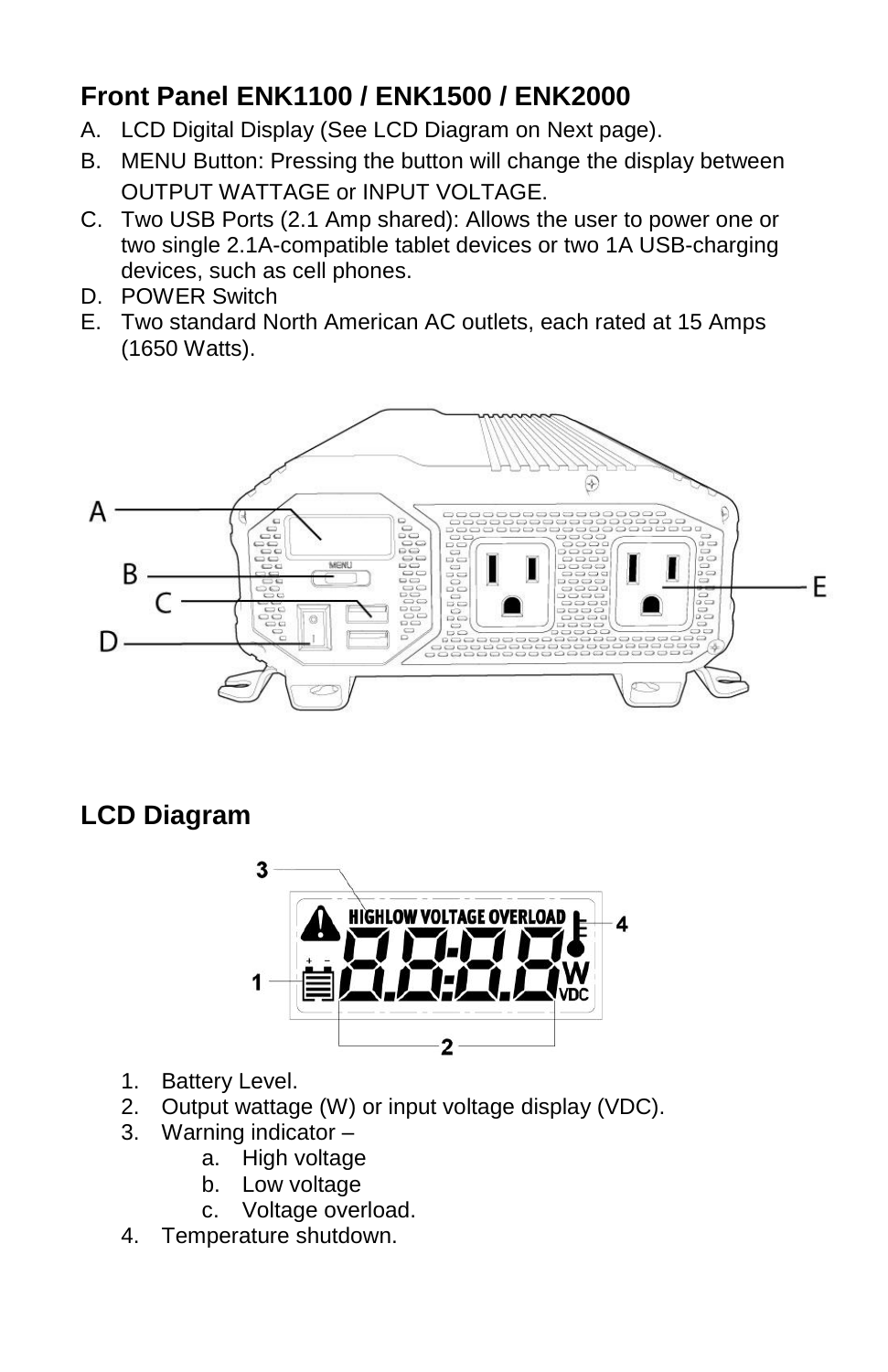## Front Panel ENK1100 / ENK1500 / ENK2000

A. LCD Digital Display (See LCD Diagram on Next page).
B. MENU Button: Pressing the button will change the display between OUTPUT WATTAGE or INPUT VOLTAGE.
C. Two USB Ports (2.1 Amp shared): Allows the user to power one or two single 2.1A-compatible tablet devices or two 1A USB-charging devices, such as cell phones.
D. POWER Switch
E. Two standard North American AC outlets, each rated at 15 Amps (1650 Watts).

## LCD Diagram

1. Battery Level.
2. Output wattage (W) or input voltage display (VDC).
3. Warning indicator –
   a. High voltage
   b. Low voltage
   c. Voltage overload.
4. Temperature shutdown.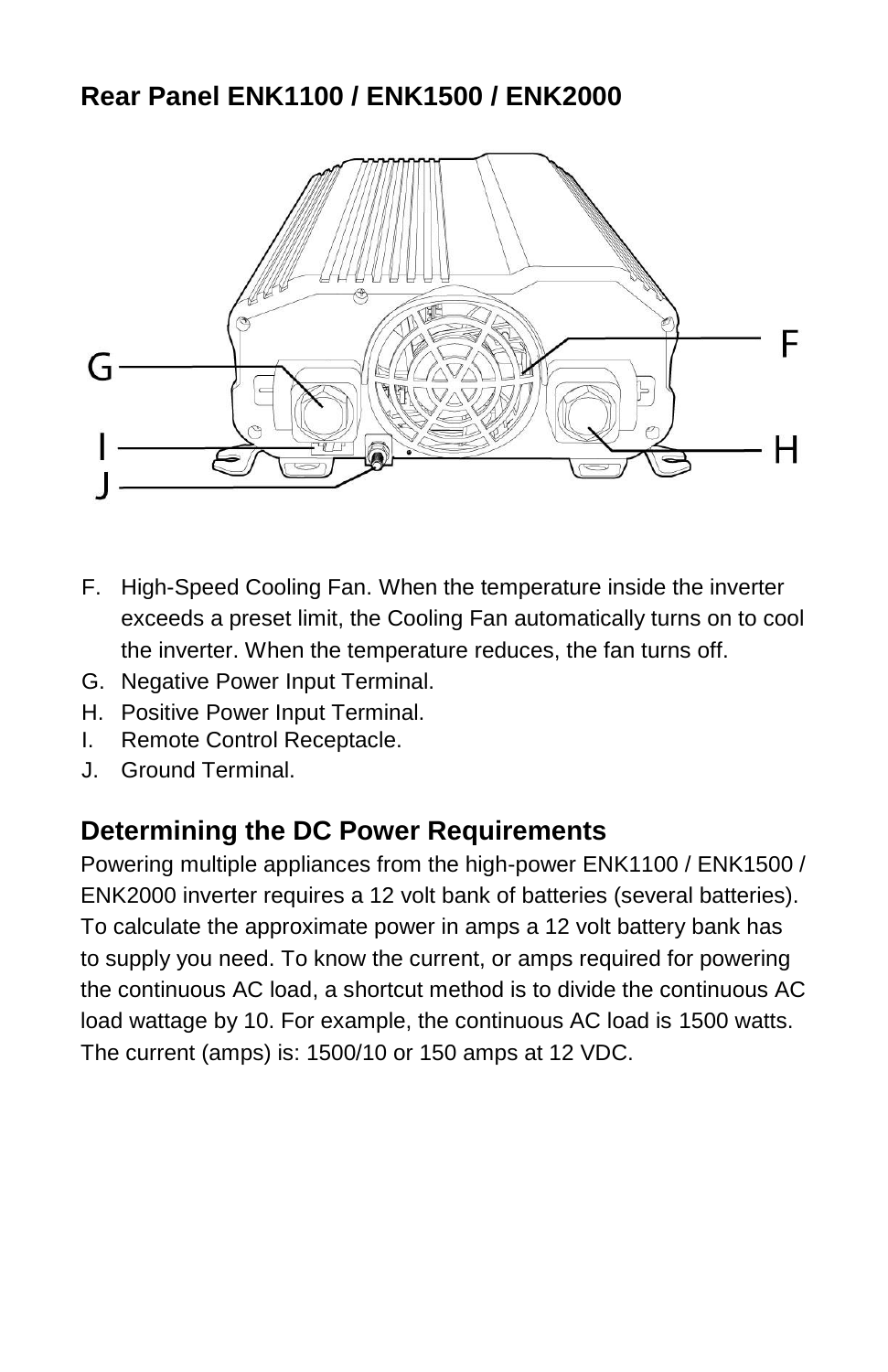## Rear Panel ENK1100 / ENK1500 / ENK2000

F. High-Speed Cooling Fan. When the temperature inside the inverter exceeds a preset limit, the Cooling Fan automatically turns on to cool the inverter. When the temperature reduces, the fan turns off.
G. Negative Power Input Terminal.
H. Positive Power Input Terminal.
I. Remote Control Receptacle.
J. Ground Terminal.

## Determining the DC Power Requirements

Powering multiple appliances from the high-power ENK1100 / ENK1500 / ENK2000 inverter requires a 12 volt bank of batteries (several batteries). To calculate the approximate power in amps a 12 volt battery bank has to supply you need. To know the current, or amps required for powering the continuous AC load, a shortcut method is to divide the continuous AC load wattage by 10. For example, the continuous AC load is 1500 watts. The current (amps) is: 1500/10 or 150 amps at 12 VDC.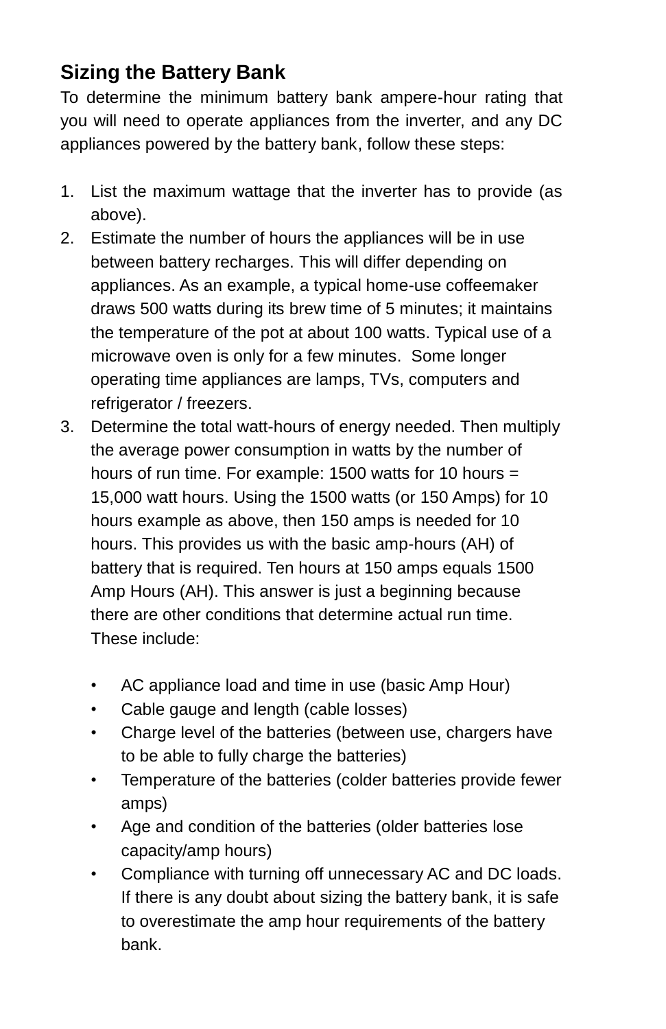## Sizing the Battery Bank

To determine the minimum battery bank ampere-hour rating that you will need to operate appliances from the inverter, and any DC appliances powered by the battery bank, follow these steps:

1. List the maximum wattage that the inverter has to provide (as above).
2. Estimate the number of hours the appliances will be in use between battery recharges. This will differ depending on appliances. As an example, a typical home-use coffeemaker draws 500 watts during its brew time of 5 minutes; it maintains the temperature of the pot at about 100 watts. Typical use of a microwave oven is only for a few minutes. Some longer operating time appliances are lamps, TVs, computers and refrigerator / freezers.
3. Determine the total watt-hours of energy needed. Then multiply the average power consumption in watts by the number of hours of run time. For example: 1500 watts for 10 hours = 15,000 watt hours. Using the 1500 watts (or 150 Amps) for 10 hours example as above, then 150 amps is needed for 10 hours. This provides us with the basic amp-hours (AH) of battery that is required. Ten hours at 150 amps equals 1500 Amp Hours (AH). This answer is just a beginning because there are other conditions that determine actual run time. These include:

    - AC appliance load and time in use (basic Amp Hour)
    - Cable gauge and length (cable losses)
    - Charge level of the batteries (between use, chargers have to be able to fully charge the batteries)
    - Temperature of the batteries (colder batteries provide fewer amps)
    - Age and condition of the batteries (older batteries lose capacity/amp hours)
    - Compliance with turning off unnecessary AC and DC loads. If there is any doubt about sizing the battery bank, it is safe to overestimate the amp hour requirements of the battery bank.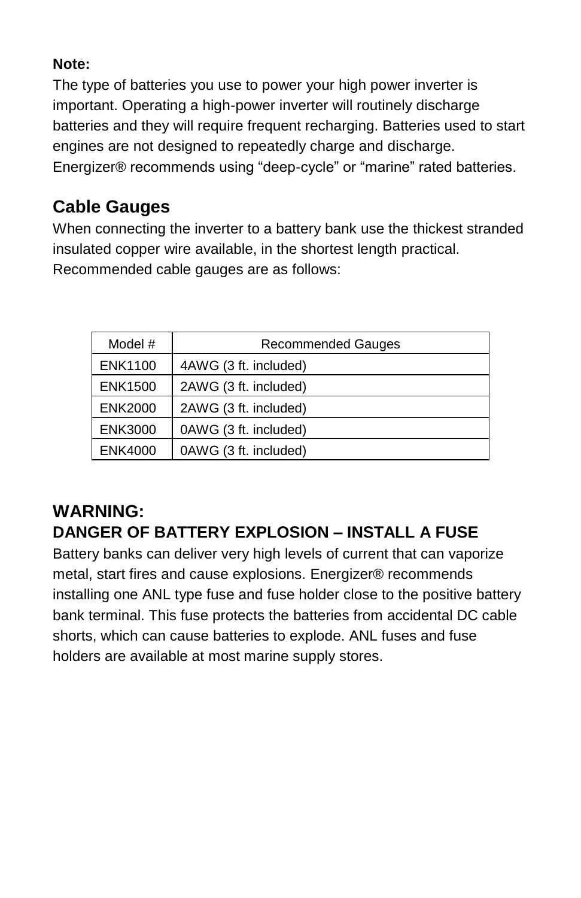**Note:**
The type of batteries you use to power your high power inverter is important. Operating a high-power inverter will routinely discharge batteries and they will require frequent recharging. Batteries used to start engines are not designed to repeatedly charge and discharge. Energizer® recommends using “deep-cycle” or “marine” rated batteries.

## Cable Gauges

When connecting the inverter to a battery bank use the thickest stranded insulated copper wire available, in the shortest length practical. Recommended cable gauges are as follows:

| Model # | Recommended Gauges |
|---|---|
| ENK1100 | 4AWG (3 ft. included) |
| ENK1500 | 2AWG (3 ft. included) |
| ENK2000 | 2AWG (3 ft. included) |
| ENK3000 | 0AWG (3 ft. included) |
| ENK4000 | 0AWG (3 ft. included) |

## WARNING:
### DANGER OF BATTERY EXPLOSION – INSTALL A FUSE

Battery banks can deliver very high levels of current that can vaporize metal, start fires and cause explosions. Energizer® recommends installing one ANL type fuse and fuse holder close to the positive battery bank terminal. This fuse protects the batteries from accidental DC cable shorts, which can cause batteries to explode. ANL fuses and fuse holders are available at most marine supply stores.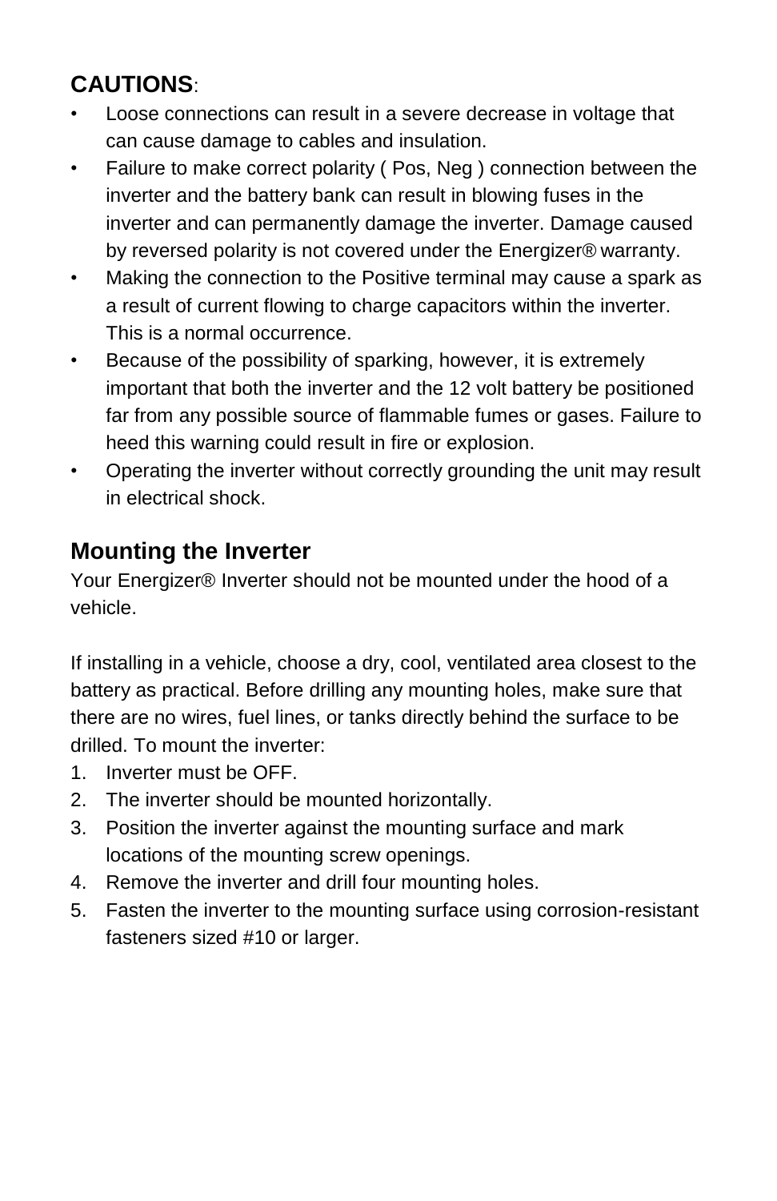**CAUTIONS**:

- Loose connections can result in a severe decrease in voltage that can cause damage to cables and insulation.
- Failure to make correct polarity ( Pos, Neg ) connection between the inverter and the battery bank can result in blowing fuses in the inverter and can permanently damage the inverter. Damage caused by reversed polarity is not covered under the Energizer® warranty.
- Making the connection to the Positive terminal may cause a spark as a result of current flowing to charge capacitors within the inverter. This is a normal occurrence.
- Because of the possibility of sparking, however, it is extremely important that both the inverter and the 12 volt battery be positioned far from any possible source of flammable fumes or gases. Failure to heed this warning could result in fire or explosion.
- Operating the inverter without correctly grounding the unit may result in electrical shock.

## Mounting the Inverter

Your Energizer® Inverter should not be mounted under the hood of a vehicle.

If installing in a vehicle, choose a dry, cool, ventilated area closest to the battery as practical. Before drilling any mounting holes, make sure that there are no wires, fuel lines, or tanks directly behind the surface to be drilled. To mount the inverter:

1. Inverter must be OFF.
2. The inverter should be mounted horizontally.
3. Position the inverter against the mounting surface and mark locations of the mounting screw openings.
4. Remove the inverter and drill four mounting holes.
5. Fasten the inverter to the mounting surface using corrosion-resistant fasteners sized #10 or larger.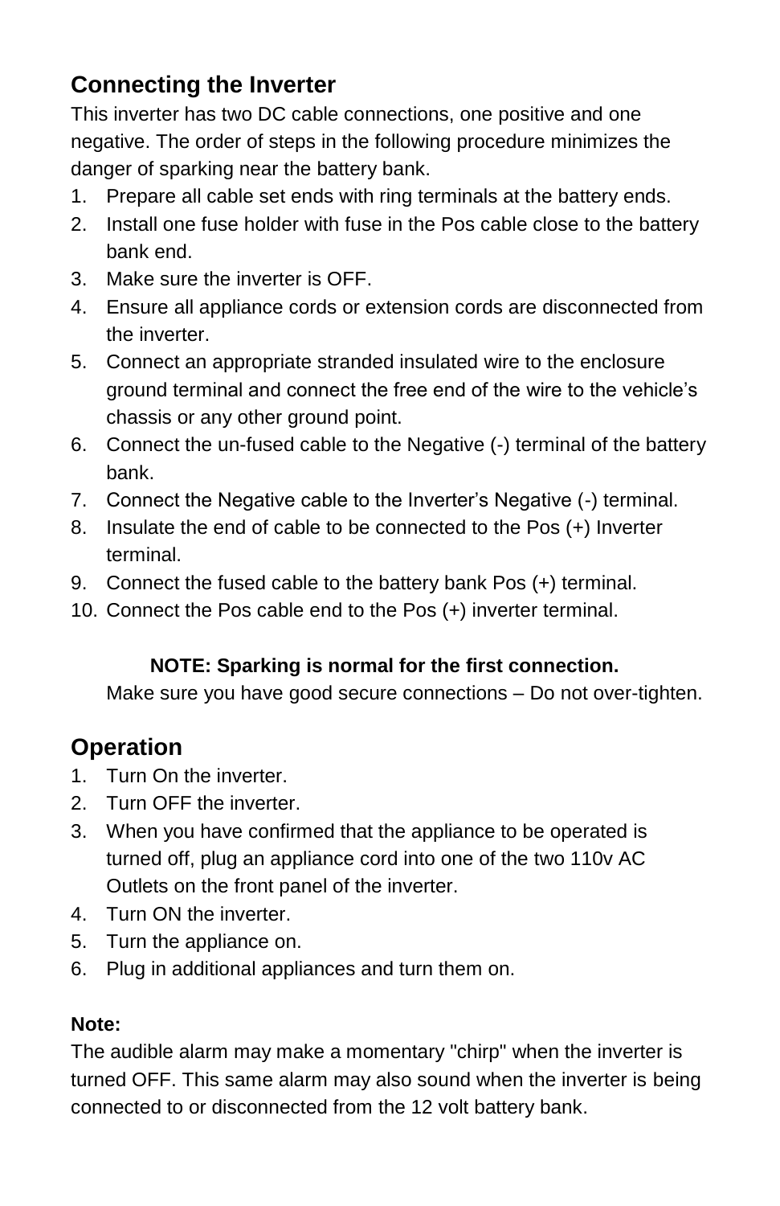## Connecting the Inverter

This inverter has two DC cable connections, one positive and one negative. The order of steps in the following procedure minimizes the danger of sparking near the battery bank.

1. Prepare all cable set ends with ring terminals at the battery ends.
2. Install one fuse holder with fuse in the Pos cable close to the battery bank end.
3. Make sure the inverter is OFF.
4. Ensure all appliance cords or extension cords are disconnected from the inverter.
5. Connect an appropriate stranded insulated wire to the enclosure ground terminal and connect the free end of the wire to the vehicle's chassis or any other ground point.
6. Connect the un-fused cable to the Negative (-) terminal of the battery bank.
7. Connect the Negative cable to the Inverter's Negative (-) terminal.
8. Insulate the end of cable to be connected to the Pos (+) Inverter terminal.
9. Connect the fused cable to the battery bank Pos (+) terminal.
10. Connect the Pos cable end to the Pos (+) inverter terminal.

**NOTE: Sparking is normal for the first connection.**

Make sure you have good secure connections – Do not over-tighten.

## Operation

1. Turn On the inverter.
2. Turn OFF the inverter.
3. When you have confirmed that the appliance to be operated is turned off, plug an appliance cord into one of the two 110v AC Outlets on the front panel of the inverter.
4. Turn ON the inverter.
5. Turn the appliance on.
6. Plug in additional appliances and turn them on.

**Note:**

The audible alarm may make a momentary "chirp" when the inverter is turned OFF. This same alarm may also sound when the inverter is being connected to or disconnected from the 12 volt battery bank.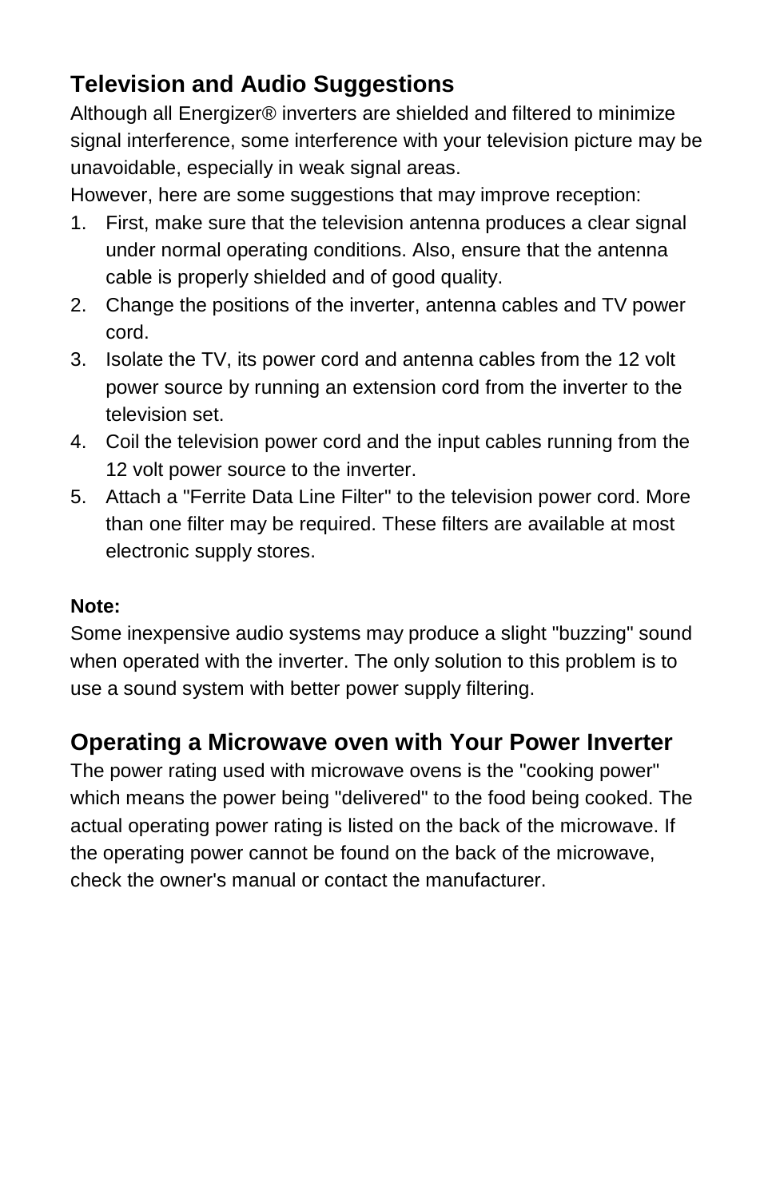## Television and Audio Suggestions

Although all Energizer® inverters are shielded and filtered to minimize signal interference, some interference with your television picture may be unavoidable, especially in weak signal areas.

However, here are some suggestions that may improve reception:

1. First, make sure that the television antenna produces a clear signal under normal operating conditions. Also, ensure that the antenna cable is properly shielded and of good quality.
2. Change the positions of the inverter, antenna cables and TV power cord.
3. Isolate the TV, its power cord and antenna cables from the 12 volt power source by running an extension cord from the inverter to the television set.
4. Coil the television power cord and the input cables running from the 12 volt power source to the inverter.
5. Attach a "Ferrite Data Line Filter" to the television power cord. More than one filter may be required. These filters are available at most electronic supply stores.

**Note:**

Some inexpensive audio systems may produce a slight "buzzing" sound when operated with the inverter. The only solution to this problem is to use a sound system with better power supply filtering.

## Operating a Microwave oven with Your Power Inverter

The power rating used with microwave ovens is the "cooking power" which means the power being "delivered" to the food being cooked. The actual operating power rating is listed on the back of the microwave. If the operating power cannot be found on the back of the microwave, check the owner's manual or contact the manufacturer.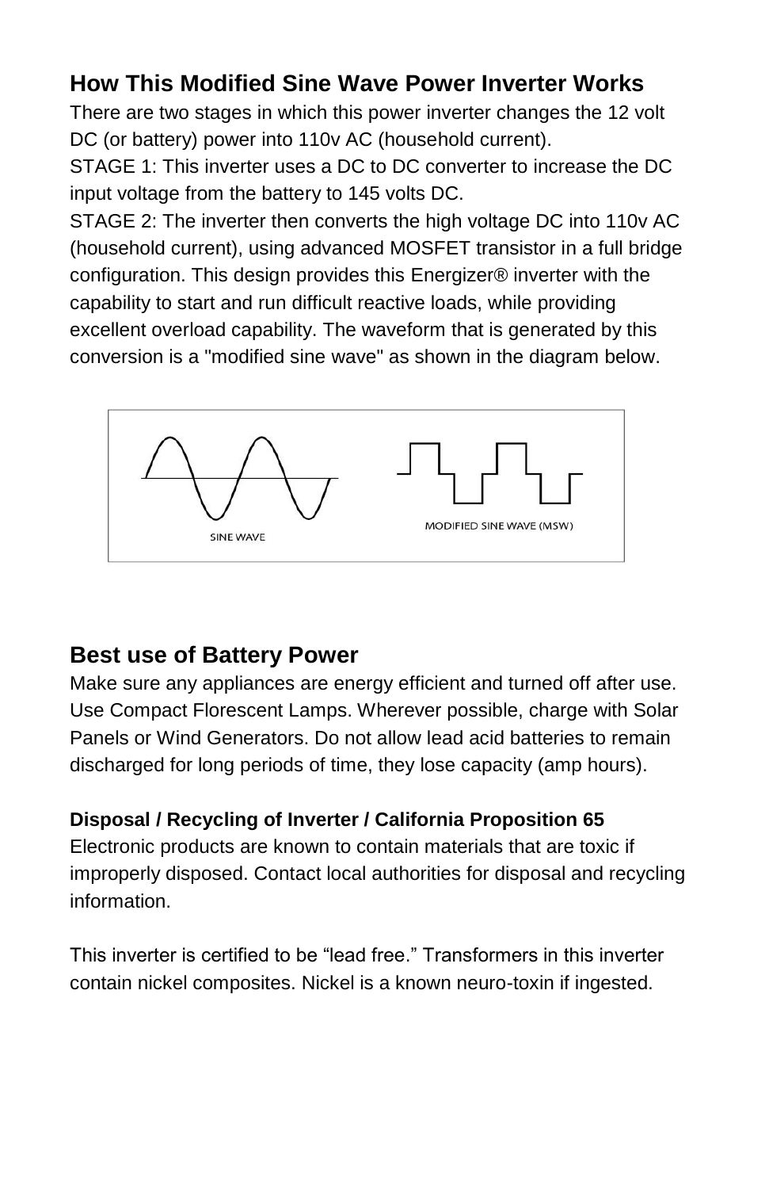## How This Modified Sine Wave Power Inverter Works

There are two stages in which this power inverter changes the 12 volt DC (or battery) power into 110v AC (household current).

STAGE 1: This inverter uses a DC to DC converter to increase the DC input voltage from the battery to 145 volts DC.

STAGE 2: The inverter then converts the high voltage DC into 110v AC (household current), using advanced MOSFET transistor in a full bridge configuration. This design provides this Energizer® inverter with the capability to start and run difficult reactive loads, while providing excellent overload capability. The waveform that is generated by this conversion is a "modified sine wave" as shown in the diagram below.

SINE WAVE

MODIFIED SINE WAVE (MSW)

## Best use of Battery Power

Make sure any appliances are energy efficient and turned off after use. Use Compact Florescent Lamps. Wherever possible, charge with Solar Panels or Wind Generators. Do not allow lead acid batteries to remain discharged for long periods of time, they lose capacity (amp hours).

**Disposal / Recycling of Inverter / California Proposition 65**

Electronic products are known to contain materials that are toxic if improperly disposed. Contact local authorities for disposal and recycling information.

This inverter is certified to be “lead free.” Transformers in this inverter contain nickel composites. Nickel is a known neuro-toxin if ingested.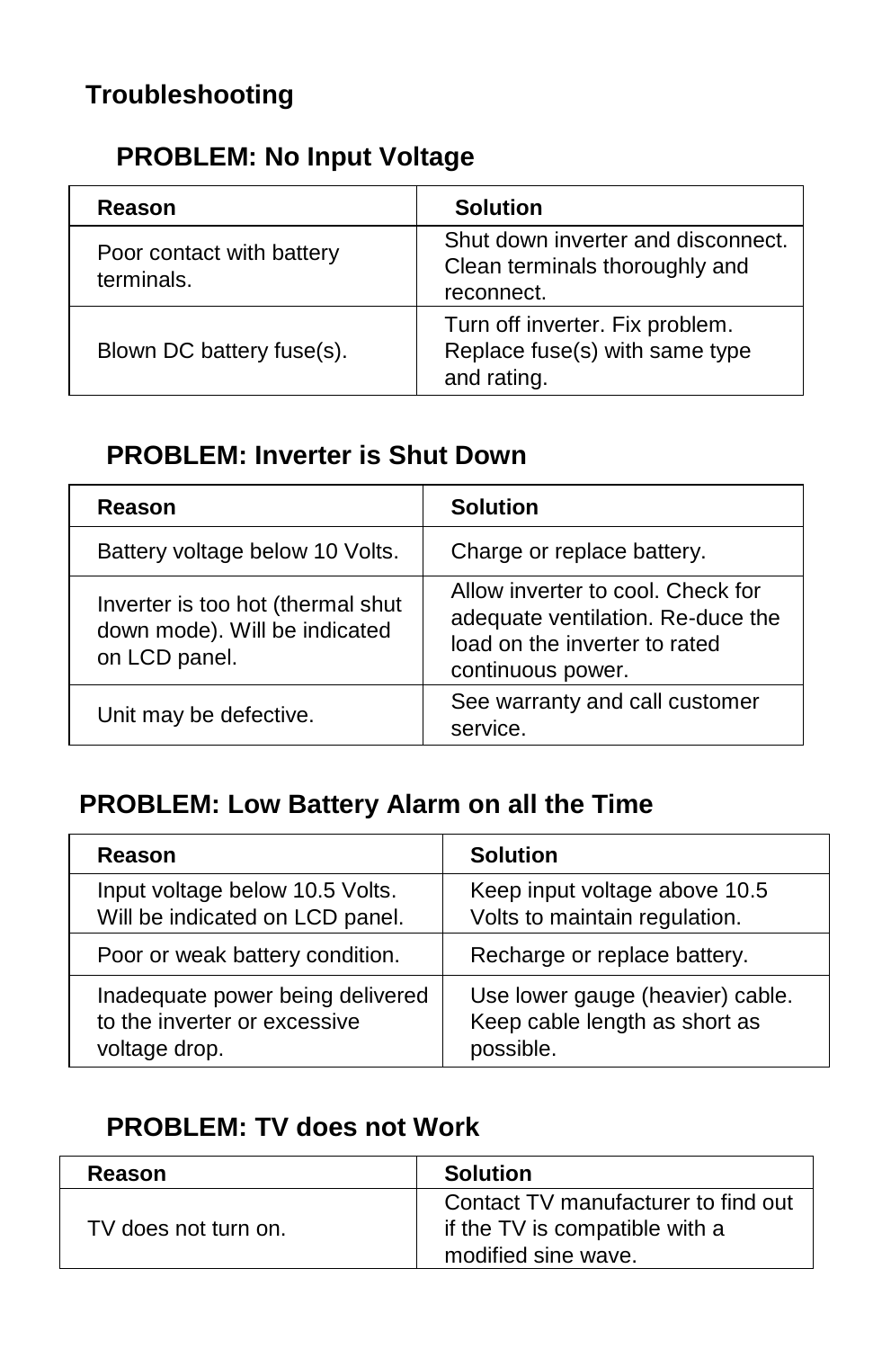# Troubleshooting

## PROBLEM: No Input Voltage

| Reason | Solution |
|---|---|
| Poor contact with battery terminals. | Shut down inverter and disconnect. Clean terminals thoroughly and reconnect. |
| Blown DC battery fuse(s). | Turn off inverter. Fix problem. Replace fuse(s) with same type and rating. |

## PROBLEM: Inverter is Shut Down

| Reason | Solution |
|---|---|
| Battery voltage below 10 Volts. | Charge or replace battery. |
| Inverter is too hot (thermal shut down mode). Will be indicated on LCD panel. | Allow inverter to cool. Check for adequate ventilation. Re-duce the load on the inverter to rated continuous power. |
| Unit may be defective. | See warranty and call customer service. |

## PROBLEM: Low Battery Alarm on all the Time

| Reason | Solution |
|---|---|
| Input voltage below 10.5 Volts. Will be indicated on LCD panel. | Keep input voltage above 10.5 Volts to maintain regulation. |
| Poor or weak battery condition. | Recharge or replace battery. |
| Inadequate power being delivered to the inverter or excessive voltage drop. | Use lower gauge (heavier) cable. Keep cable length as short as possible. |

## PROBLEM: TV does not Work

| Reason | Solution |
|---|---|
| TV does not turn on. | Contact TV manufacturer to find out if the TV is compatible with a modified sine wave. |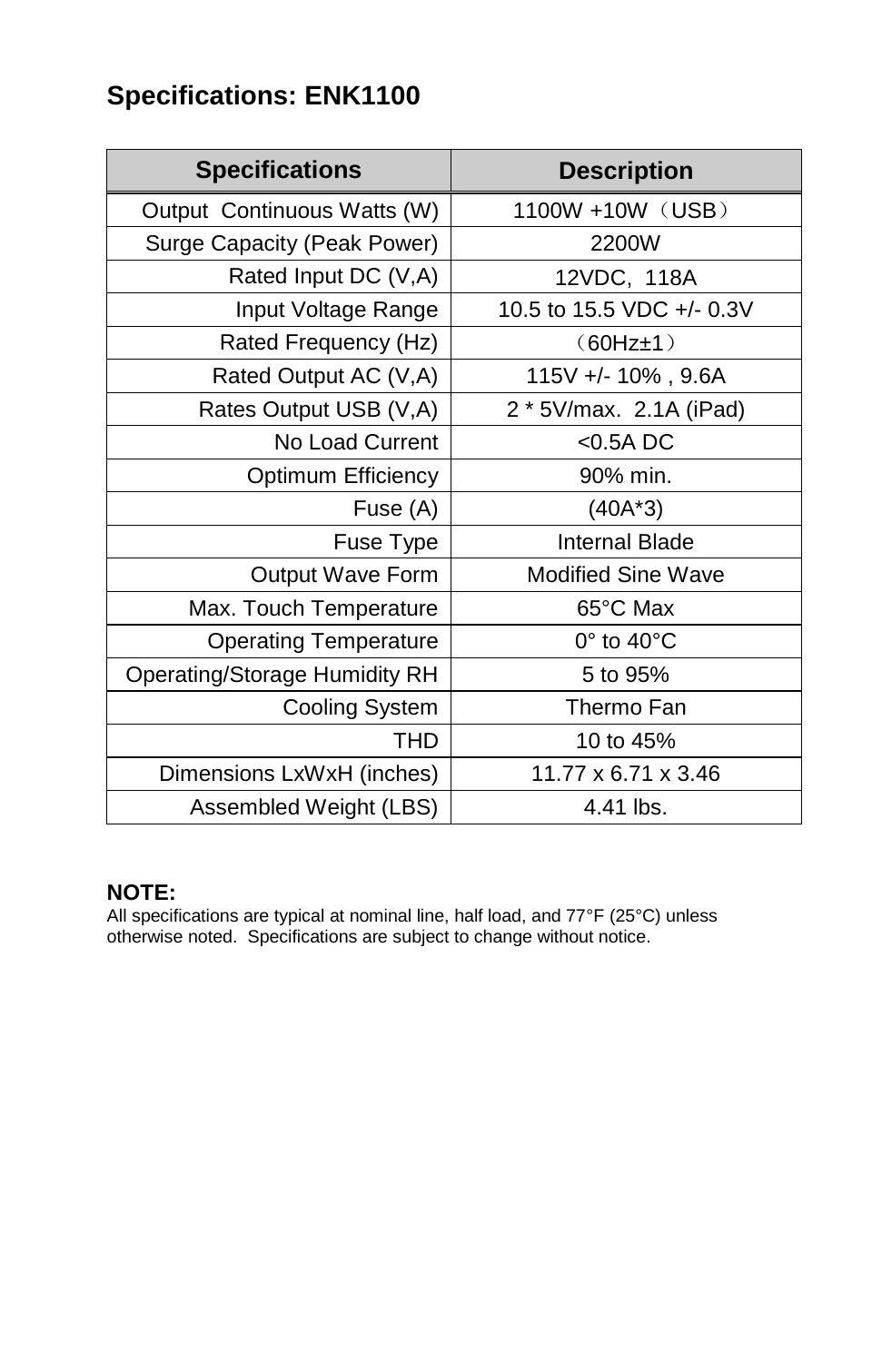## Specifications: ENK1100

| Specifications | Description |
|---|---|
| Output Continuous Watts (W) | 1100W +10W（USB） |
| Surge Capacity (Peak Power) | 2200W |
| Rated Input DC (V,A) | 12VDC, 118A |
| Input Voltage Range | 10.5 to 15.5 VDC +/- 0.3V |
| Rated Frequency (Hz) | （60Hz±1） |
| Rated Output AC (V,A) | 115V +/- 10% , 9.6A |
| Rates Output USB (V,A) | 2 * 5V/max. 2.1A (iPad) |
| No Load Current | <0.5A DC |
| Optimum Efficiency | 90% min. |
| Fuse (A) | (40A*3) |
| Fuse Type | Internal Blade |
| Output Wave Form | Modified Sine Wave |
| Max. Touch Temperature | 65°C Max |
| Operating Temperature | 0° to 40°C |
| Operating/Storage Humidity RH | 5 to 95% |
| Cooling System | Thermo Fan |
| THD | 10 to 45% |
| Dimensions LxWxH (inches) | 11.77 x 6.71 x 3.46 |
| Assembled Weight (LBS) | 4.41 lbs. |

**NOTE:**
All specifications are typical at nominal line, half load, and 77°F (25°C) unless otherwise noted. Specifications are subject to change without notice.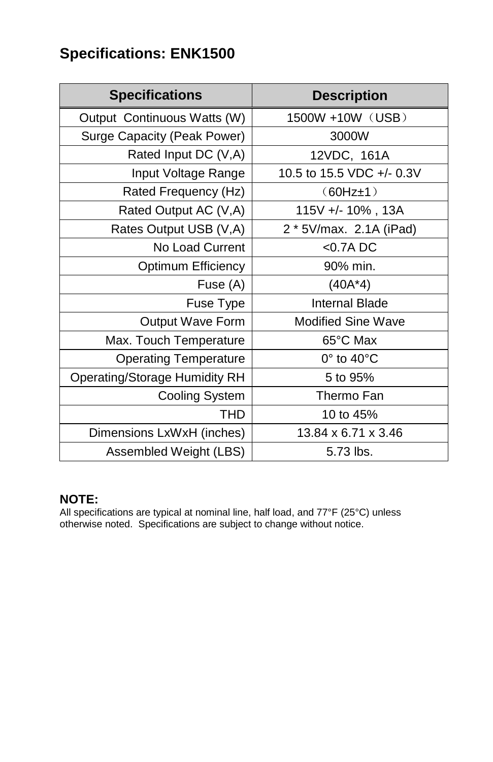## Specifications: ENK1500

| Specifications | Description |
|---|---|
| Output Continuous Watts (W) | 1500W +10W（USB） |
| Surge Capacity (Peak Power) | 3000W |
| Rated Input DC (V,A) | 12VDC, 161A |
| Input Voltage Range | 10.5 to 15.5 VDC +/- 0.3V |
| Rated Frequency (Hz) | （60Hz±1） |
| Rated Output AC (V,A) | 115V +/- 10% , 13A |
| Rates Output USB (V,A) | 2 * 5V/max. 2.1A (iPad) |
| No Load Current | <0.7A DC |
| Optimum Efficiency | 90% min. |
| Fuse (A) | (40A*4) |
| Fuse Type | Internal Blade |
| Output Wave Form | Modified Sine Wave |
| Max. Touch Temperature | 65°C Max |
| Operating Temperature | 0° to 40°C |
| Operating/Storage Humidity RH | 5 to 95% |
| Cooling System | Thermo Fan |
| THD | 10 to 45% |
| Dimensions LxWxH (inches) | 13.84 x 6.71 x 3.46 |
| Assembled Weight (LBS) | 5.73 lbs. |

**NOTE:**
All specifications are typical at nominal line, half load, and 77°F (25°C) unless otherwise noted. Specifications are subject to change without notice.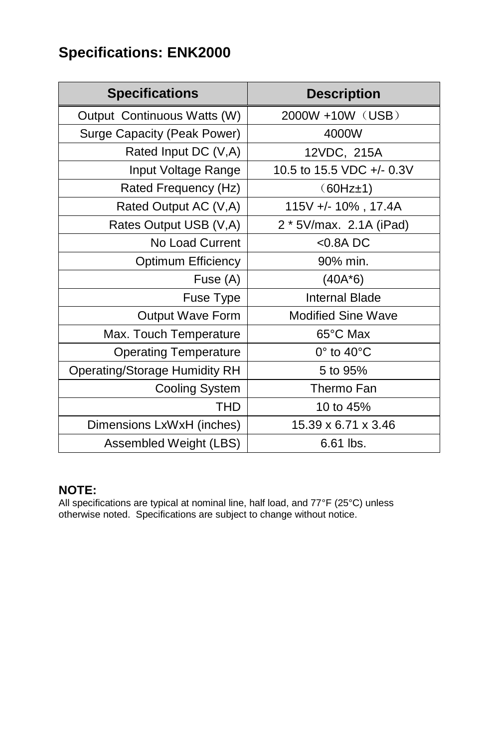## Specifications: ENK2000

| Specifications | Description |
|---|---|
| Output Continuous Watts (W) | 2000W +10W（USB） |
| Surge Capacity (Peak Power) | 4000W |
| Rated Input DC (V,A) | 12VDC, 215A |
| Input Voltage Range | 10.5 to 15.5 VDC +/- 0.3V |
| Rated Frequency (Hz) | （60Hz±1) |
| Rated Output AC (V,A) | 115V +/- 10% , 17.4A |
| Rates Output USB (V,A) | 2 * 5V/max. 2.1A (iPad) |
| No Load Current | <0.8A DC |
| Optimum Efficiency | 90% min. |
| Fuse (A) | (40A*6) |
| Fuse Type | Internal Blade |
| Output Wave Form | Modified Sine Wave |
| Max. Touch Temperature | 65°C Max |
| Operating Temperature | 0° to 40°C |
| Operating/Storage Humidity RH | 5 to 95% |
| Cooling System | Thermo Fan |
| THD | 10 to 45% |
| Dimensions LxWxH (inches) | 15.39 x 6.71 x 3.46 |
| Assembled Weight (LBS) | 6.61 lbs. |

**NOTE:**
All specifications are typical at nominal line, half load, and 77°F (25°C) unless otherwise noted. Specifications are subject to change without notice.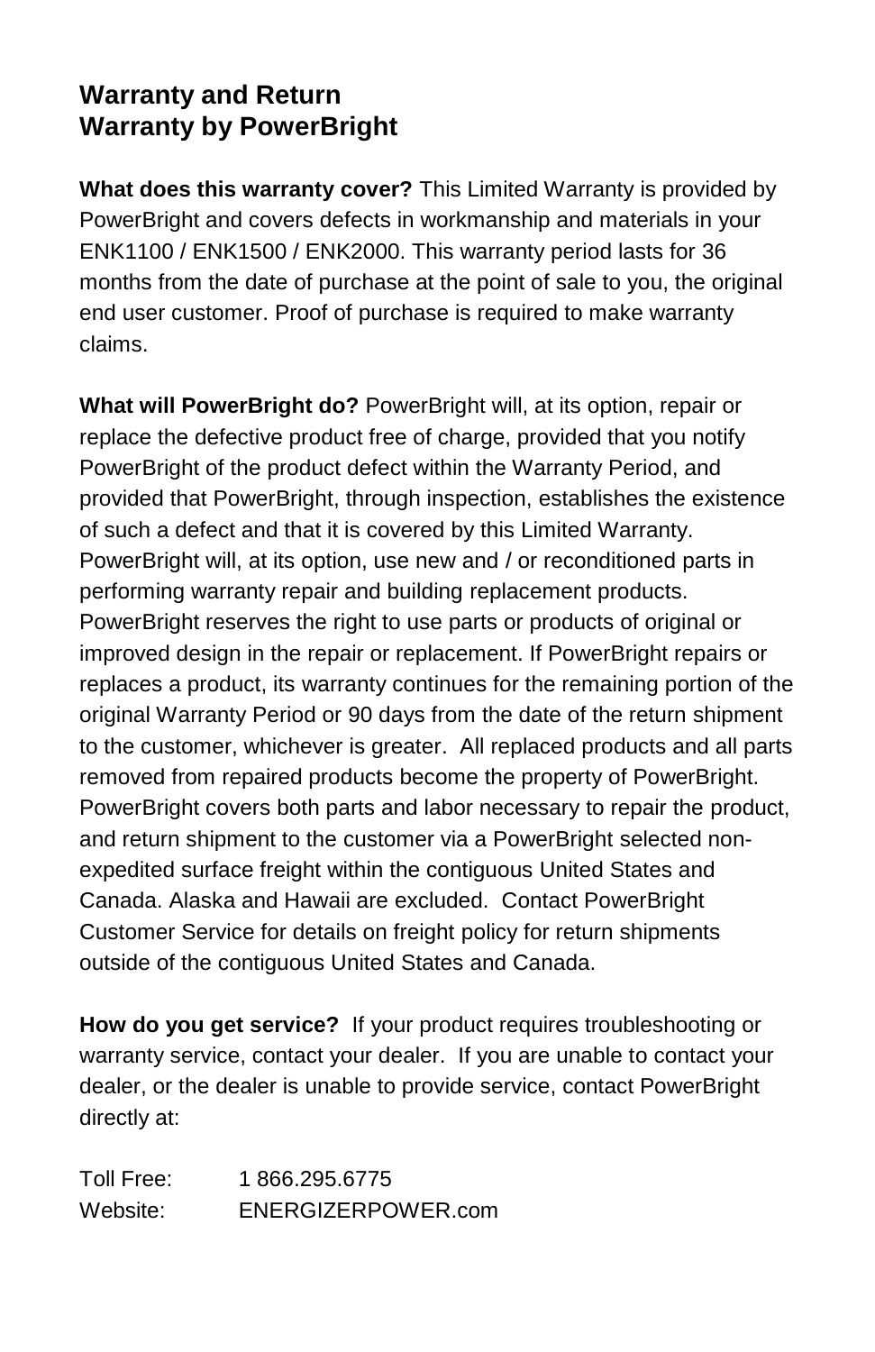## Warranty and Return
## Warranty by PowerBright

**What does this warranty cover?** This Limited Warranty is provided by PowerBright and covers defects in workmanship and materials in your ENK1100 / ENK1500 / ENK2000. This warranty period lasts for 36 months from the date of purchase at the point of sale to you, the original end user customer. Proof of purchase is required to make warranty claims.

**What will PowerBright do?** PowerBright will, at its option, repair or replace the defective product free of charge, provided that you notify PowerBright of the product defect within the Warranty Period, and provided that PowerBright, through inspection, establishes the existence of such a defect and that it is covered by this Limited Warranty. PowerBright will, at its option, use new and / or reconditioned parts in performing warranty repair and building replacement products. PowerBright reserves the right to use parts or products of original or improved design in the repair or replacement. If PowerBright repairs or replaces a product, its warranty continues for the remaining portion of the original Warranty Period or 90 days from the date of the return shipment to the customer, whichever is greater. All replaced products and all parts removed from repaired products become the property of PowerBright. PowerBright covers both parts and labor necessary to repair the product, and return shipment to the customer via a PowerBright selected non-expedited surface freight within the contiguous United States and Canada. Alaska and Hawaii are excluded. Contact PowerBright Customer Service for details on freight policy for return shipments outside of the contiguous United States and Canada.

**How do you get service?** If your product requires troubleshooting or warranty service, contact your dealer. If you are unable to contact your dealer, or the dealer is unable to provide service, contact PowerBright directly at:

Toll Free: 1 866.295.6775
Website: ENERGIZERPOWER.com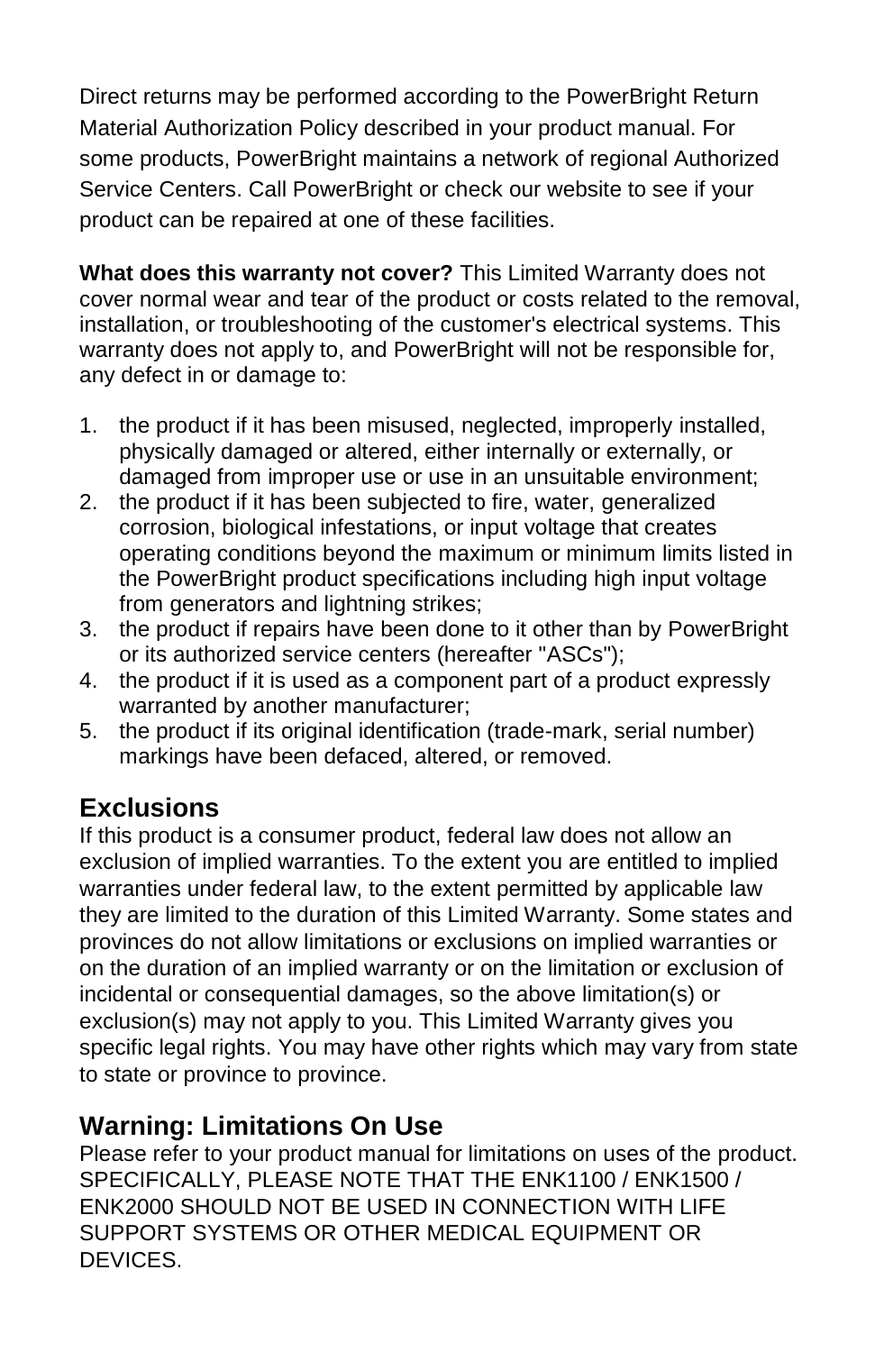Direct returns may be performed according to the PowerBright Return Material Authorization Policy described in your product manual. For some products, PowerBright maintains a network of regional Authorized Service Centers. Call PowerBright or check our website to see if your product can be repaired at one of these facilities.

**What does this warranty not cover?** This Limited Warranty does not cover normal wear and tear of the product or costs related to the removal, installation, or troubleshooting of the customer's electrical systems. This warranty does not apply to, and PowerBright will not be responsible for, any defect in or damage to:

1. the product if it has been misused, neglected, improperly installed, physically damaged or altered, either internally or externally, or damaged from improper use or use in an unsuitable environment;
2. the product if it has been subjected to fire, water, generalized corrosion, biological infestations, or input voltage that creates operating conditions beyond the maximum or minimum limits listed in the PowerBright product specifications including high input voltage from generators and lightning strikes;
3. the product if repairs have been done to it other than by PowerBright or its authorized service centers (hereafter "ASCs");
4. the product if it is used as a component part of a product expressly warranted by another manufacturer;
5. the product if its original identification (trade-mark, serial number) markings have been defaced, altered, or removed.

## Exclusions

If this product is a consumer product, federal law does not allow an exclusion of implied warranties. To the extent you are entitled to implied warranties under federal law, to the extent permitted by applicable law they are limited to the duration of this Limited Warranty. Some states and provinces do not allow limitations or exclusions on implied warranties or on the duration of an implied warranty or on the limitation or exclusion of incidental or consequential damages, so the above limitation(s) or exclusion(s) may not apply to you. This Limited Warranty gives you specific legal rights. You may have other rights which may vary from state to state or province to province.

## Warning: Limitations On Use

Please refer to your product manual for limitations on uses of the product. SPECIFICALLY, PLEASE NOTE THAT THE ENK1100 / ENK1500 / ENK2000 SHOULD NOT BE USED IN CONNECTION WITH LIFE SUPPORT SYSTEMS OR OTHER MEDICAL EQUIPMENT OR DEVICES.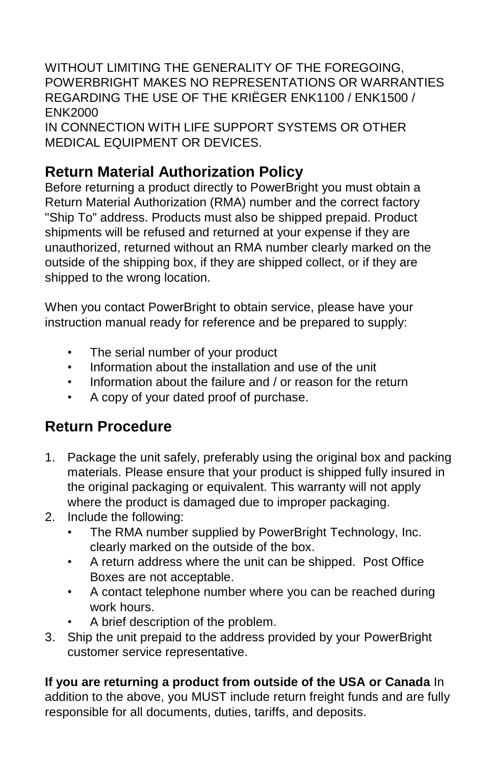WITHOUT LIMITING THE GENERALITY OF THE FOREGOING, POWERBRIGHT MAKES NO REPRESENTATIONS OR WARRANTIES REGARDING THE USE OF THE KRIËGER ENK1100 / ENK1500 / ENK2000
IN CONNECTION WITH LIFE SUPPORT SYSTEMS OR OTHER MEDICAL EQUIPMENT OR DEVICES.

## Return Material Authorization Policy

Before returning a product directly to PowerBright you must obtain a Return Material Authorization (RMA) number and the correct factory "Ship To" address. Products must also be shipped prepaid. Product shipments will be refused and returned at your expense if they are unauthorized, returned without an RMA number clearly marked on the outside of the shipping box, if they are shipped collect, or if they are shipped to the wrong location.

When you contact PowerBright to obtain service, please have your instruction manual ready for reference and be prepared to supply:

- The serial number of your product
- Information about the installation and use of the unit
- Information about the failure and / or reason for the return
- A copy of your dated proof of purchase.

## Return Procedure

1. Package the unit safely, preferably using the original box and packing materials. Please ensure that your product is shipped fully insured in the original packaging or equivalent. This warranty will not apply where the product is damaged due to improper packaging.
2. Include the following:
   - The RMA number supplied by PowerBright Technology, Inc. clearly marked on the outside of the box.
   - A return address where the unit can be shipped. Post Office Boxes are not acceptable.
   - A contact telephone number where you can be reached during work hours.
   - A brief description of the problem.
3. Ship the unit prepaid to the address provided by your PowerBright customer service representative.

**If you are returning a product from outside of the USA or Canada** In addition to the above, you MUST include return freight funds and are fully responsible for all documents, duties, tariffs, and deposits.